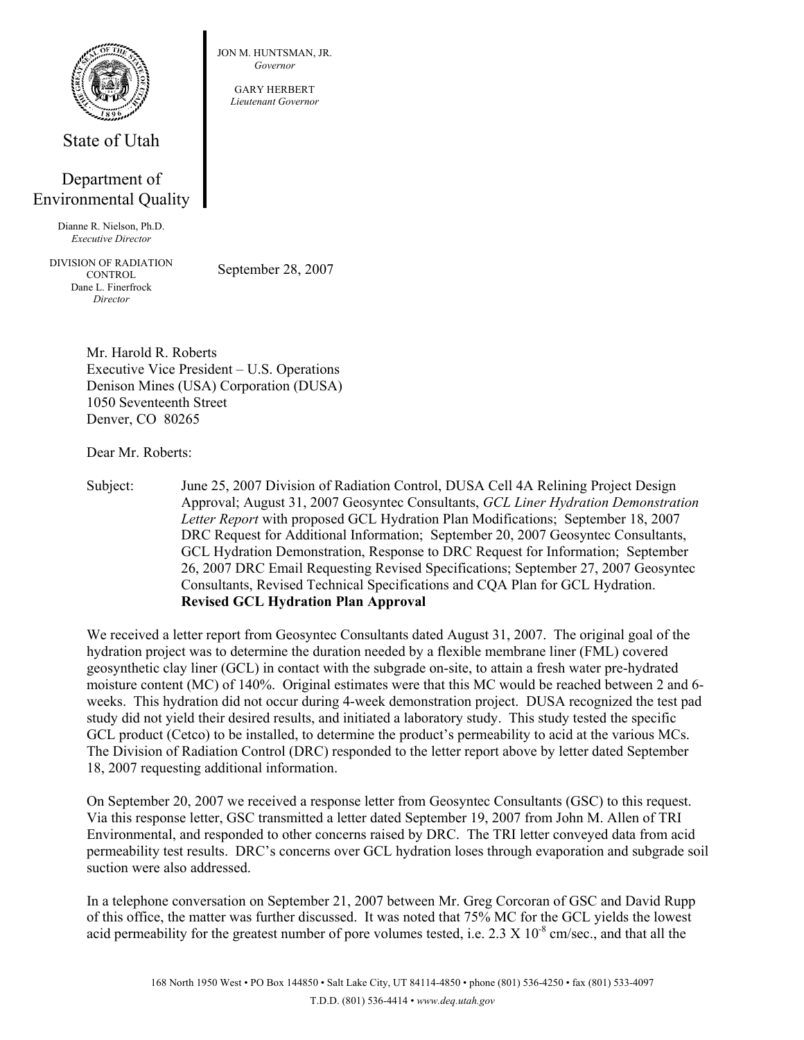State of Utah

Department of Environmental Quality

Dianne R. Nielson, Ph.D.
*Executive Director*

DIVISION OF RADIATION CONTROL
Dane L. Finerfrock
*Director*

JON M. HUNTSMAN, JR.
*Governor*

GARY HERBERT
*Lieutenant Governor*

September 28, 2007

Mr. Harold R. Roberts
Executive Vice President – U.S. Operations
Denison Mines (USA) Corporation (DUSA)
1050 Seventeenth Street
Denver, CO 80265

Dear Mr. Roberts:

Subject: June 25, 2007 Division of Radiation Control, DUSA Cell 4A Relining Project Design Approval; August 31, 2007 Geosyntec Consultants, *GCL Liner Hydration Demonstration Letter Report* with proposed GCL Hydration Plan Modifications; September 18, 2007 DRC Request for Additional Information; September 20, 2007 Geosyntec Consultants, GCL Hydration Demonstration, Response to DRC Request for Information; September 26, 2007 DRC Email Requesting Revised Specifications; September 27, 2007 Geosyntec Consultants, Revised Technical Specifications and CQA Plan for GCL Hydration. **Revised GCL Hydration Plan Approval**

We received a letter report from Geosyntec Consultants dated August 31, 2007. The original goal of the hydration project was to determine the duration needed by a flexible membrane liner (FML) covered geosynthetic clay liner (GCL) in contact with the subgrade on-site, to attain a fresh water pre-hydrated moisture content (MC) of 140%. Original estimates were that this MC would be reached between 2 and 6-weeks. This hydration did not occur during 4-week demonstration project. DUSA recognized the test pad study did not yield their desired results, and initiated a laboratory study. This study tested the specific GCL product (Cetco) to be installed, to determine the product's permeability to acid at the various MCs. The Division of Radiation Control (DRC) responded to the letter report above by letter dated September 18, 2007 requesting additional information.

On September 20, 2007 we received a response letter from Geosyntec Consultants (GSC) to this request. Via this response letter, GSC transmitted a letter dated September 19, 2007 from John M. Allen of TRI Environmental, and responded to other concerns raised by DRC. The TRI letter conveyed data from acid permeability test results. DRC's concerns over GCL hydration loses through evaporation and subgrade soil suction were also addressed.

In a telephone conversation on September 21, 2007 between Mr. Greg Corcoran of GSC and David Rupp of this office, the matter was further discussed. It was noted that 75% MC for the GCL yields the lowest acid permeability for the greatest number of pore volumes tested, i.e. $2.3 \times 10^{-8}$ cm/sec., and that all the

168 North 1950 West • PO Box 144850 • Salt Lake City, UT 84114-4850 • phone (801) 536-4250 • fax (801) 533-4097
T.D.D. (801) 536-4414 • *www.deq.utah.gov*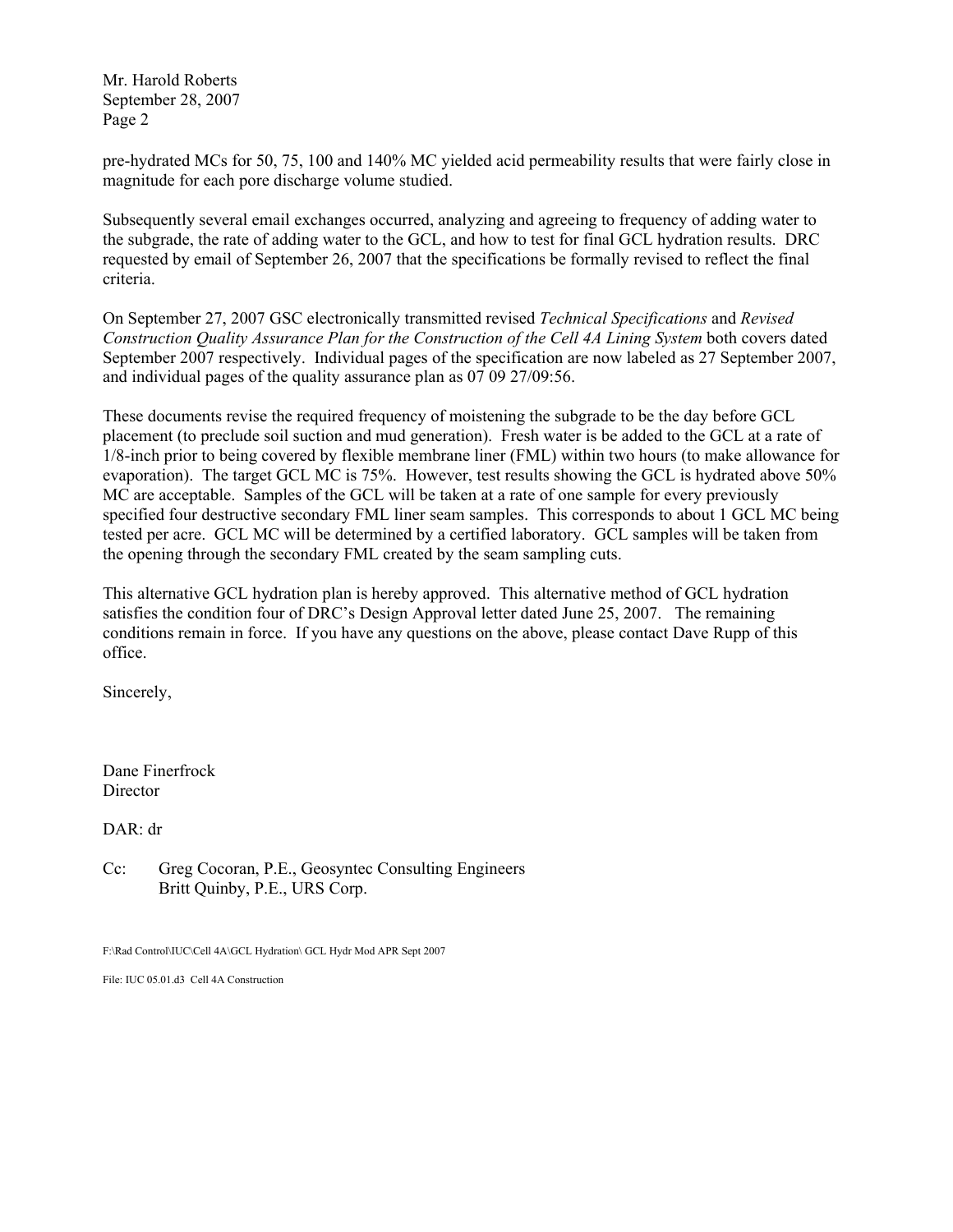pre-hydrated MCs for 50, 75, 100 and 140% MC yielded acid permeability results that were fairly close in magnitude for each pore discharge volume studied.

Subsequently several email exchanges occurred, analyzing and agreeing to frequency of adding water to the subgrade, the rate of adding water to the GCL, and how to test for final GCL hydration results. DRC requested by email of September 26, 2007 that the specifications be formally revised to reflect the final criteria.

On September 27, 2007 GSC electronically transmitted revised *Technical Specifications* and *Revised Construction Quality Assurance Plan for the Construction of the Cell 4A Lining System* both covers dated September 2007 respectively. Individual pages of the specification are now labeled as 27 September 2007, and individual pages of the quality assurance plan as 07 09 27/09:56.

These documents revise the required frequency of moistening the subgrade to be the day before GCL placement (to preclude soil suction and mud generation). Fresh water is be added to the GCL at a rate of 1/8-inch prior to being covered by flexible membrane liner (FML) within two hours (to make allowance for evaporation). The target GCL MC is 75%. However, test results showing the GCL is hydrated above 50% MC are acceptable. Samples of the GCL will be taken at a rate of one sample for every previously specified four destructive secondary FML liner seam samples. This corresponds to about 1 GCL MC being tested per acre. GCL MC will be determined by a certified laboratory. GCL samples will be taken from the opening through the secondary FML created by the seam sampling cuts.

This alternative GCL hydration plan is hereby approved. This alternative method of GCL hydration satisfies the condition four of DRC's Design Approval letter dated June 25, 2007. The remaining conditions remain in force. If you have any questions on the above, please contact Dave Rupp of this office.

Sincerely,

Dane Finerfrock
Director

DAR: dr

Cc: Greg Cocoran, P.E., Geosyntec Consulting Engineers
Britt Quinby, P.E., URS Corp.

F:\Rad Control\IUC\Cell 4A\GCL Hydration\ GCL Hydr Mod APR Sept 2007

File: IUC 05.01.d3 Cell 4A Construction